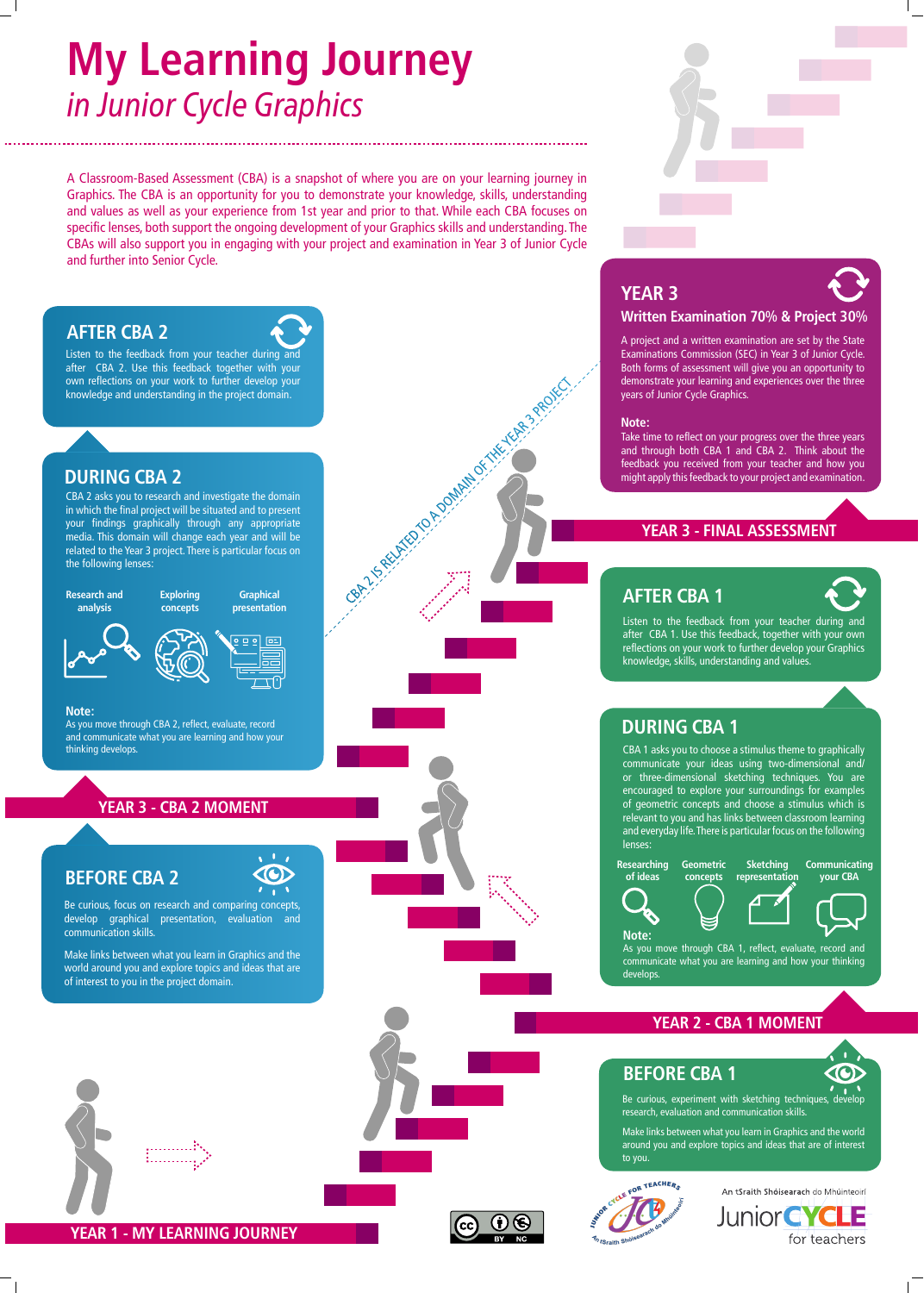# My Learning Journey
## *in Junior Cycle Graphics*

A Classroom-Based Assessment (CBA) is a snapshot of where you are on your learning journey in Graphics. The CBA is an opportunity for you to demonstrate your knowledge, skills, understanding and values as well as your experience from 1st year and prior to that. While each CBA focuses on specific lenses, both support the ongoing development of your Graphics skills and understanding. The CBAs will also support you in engaging with your project and examination in Year 3 of Junior Cycle and further into Senior Cycle.

## YEAR 1 - MY LEARNING JOURNEY

### BEFORE CBA 1

Be curious, experiment with sketching techniques, develop research, evaluation and communication skills.

Make links between what you learn in Graphics and the world around you and explore topics and ideas that are of interest to you.

## YEAR 2 - CBA 1 MOMENT

### DURING CBA 1

CBA 1 asks you to choose a stimulus theme to graphically communicate your ideas using two-dimensional and/or three-dimensional sketching techniques. You are encouraged to explore your surroundings for examples of geometric concepts and choose a stimulus which is relevant to you and has links between classroom learning and everyday life. There is particular focus on the following lenses:

- Researching of ideas
- Geometric concepts
- Sketching representation
- Communicating your CBA

**Note:**
As you move through CBA 1, reflect, evaluate, record and communicate what you are learning and how your thinking develops.

### AFTER CBA 1

Listen to the feedback from your teacher during and after CBA 1. Use this feedback, together with your own reflections on your work to further develop your Graphics knowledge, skills, understanding and values.

### BEFORE CBA 2

Be curious, focus on research and comparing concepts, develop graphical presentation, evaluation and communication skills.

Make links between what you learn in Graphics and the world around you and explore topics and ideas that are of interest to you in the project domain.

## YEAR 3 - CBA 2 MOMENT

### DURING CBA 2

CBA 2 asks you to research and investigate the domain in which the final project will be situated and to present your findings graphically through any appropriate media. This domain will change each year and will be related to the Year 3 project. There is particular focus on the following lenses:

- Research and analysis
- Exploring concepts
- Graphical presentation

**Note:**
As you move through CBA 2, reflect, evaluate, record and communicate what you are learning and how your thinking develops.

### AFTER CBA 2

Listen to the feedback from your teacher during and after CBA 2. Use this feedback together with your own reflections on your work to further develop your knowledge and understanding in the project domain.

CBA 2 IS RELATED TO A DOMAIN OF THE YEAR 3 PROJECT

## YEAR 3 - FINAL ASSESSMENT

### YEAR 3
**Written Examination 70% & Project 30%**

A project and a written examination are set by the State Examinations Commission (SEC) in Year 3 of Junior Cycle. Both forms of assessment will give you an opportunity to demonstrate your learning and experiences over the three years of Junior Cycle Graphics.

**Note:**
Take time to reflect on your progress over the three years and through both CBA 1 and CBA 2. Think about the feedback you received from your teacher and how you might apply this feedback to your project and examination.

An tSraith Shóisearach do Mhúinteoirí
Junior CYCLE for teachers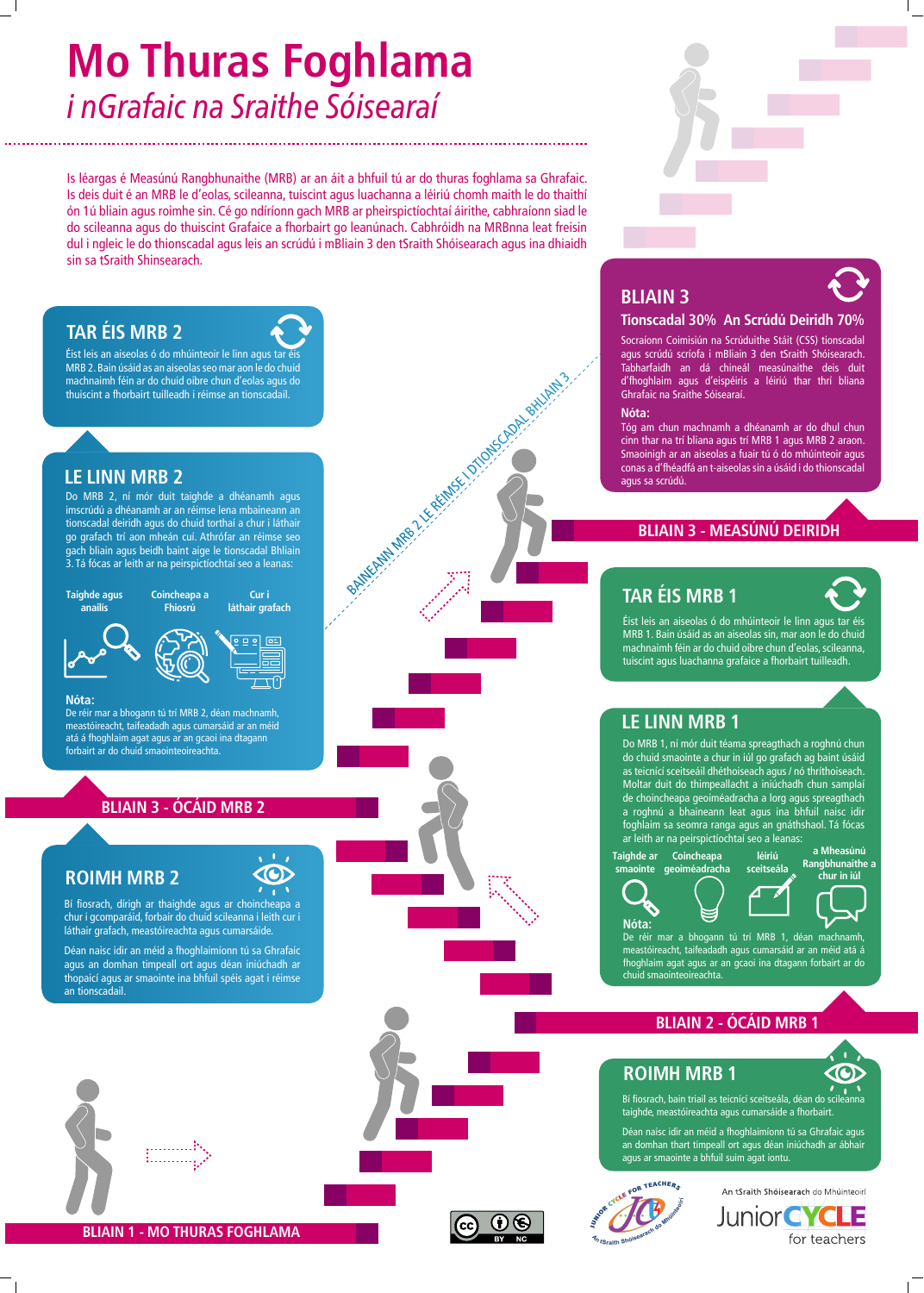# Mo Thuras Foghlama

*i nGrafaic na Sraithe Sóisearaí*

Is léargas é Measúnú Rangbhunaithe (MRB) ar an áit a bhfuil tú ar do thuras foghlama sa Ghrafaic. Is deis duit é an MRB le d'eolas, scileanna, tuiscint agus luachanna a léiriú chomh maith le do thaithí ón 1ú bliain agus roimhe sin. Cé go ndíríonn gach MRB ar pheirspictíochtaí áirithe, cabhraíonn siad le do scileanna agus do thuiscint Grafaice a fhorbairt go leanúnach. Cabhróidh na MRBnna leat freisin dul i ngleic le do thionscadal agus leis an scrúdú i mBliain 3 den tSraith Shóisearach agus ina dhiaidh sin sa tSraith Shinsearach.

## BLIAIN 1 - MO THURAS FOGHLAMA

## ROIMH MRB 1

Bí fiosrach, bain triail as teicnící sceitseála, déan do scileanna taighde, meastóireachta agus cumarsáide a fhorbairt.

Déan naisc idir an méid a fhoghlaimíonn tú sa Ghrafaic agus an domhan thart timpeall ort agus déan iniúchadh ar ábhair agus ar smaointe a bhfuil suim agat iontu.

## BLIAIN 2 - ÓCÁID MRB 1

## LE LINN MRB 1

Do MRB 1, ní mór duit téama spreagthach a roghnú chun do chuid smaointe a chur in iúl go grafach ag baint úsáid as teicnící sceitseáil dhéthoiseach agus / nó thríthoiseach. Moltar duit do thimpeallacht a iniúchadh chun samplaí de choincheapa geoiméadracha a lorg agus spreagthach a roghnú a bhaineann leat agus ina bhfuil naisc idir foghlaim sa seomra ranga agus an gnáthshaol. Tá fócas ar leith ar na peirspictíochtaí seo a leanas:

- Taighde ar smaointe
- Coincheapa geoiméadracha
- Iéiriú sceitseála
- a Mheasúnú Rangbhunaithe a chur in iúl

**Nóta:**
De réir mar a bhogann tú trí MRB 1, déan machnamh, meastóireacht, taifeadadh agus cumarsáid ar an méid atá á fhoghlaim agat agus ar an gcaoi ina dtagann forbairt ar do chuid smaointeoireachta.

## TAR ÉIS MRB 1

Éist leis an aiseolas ó do mhúinteoir le linn agus tar éis MRB 1. Bain úsáid as an aiseolas sin, mar aon le do chuid machnaimh féin ar do chuid oibre chun d'eolas, scileanna, tuiscint agus luachanna grafaice a fhorbairt tuilleadh.

## ROIMH MRB 2

Bí fiosrach, dírigh ar thaighde agus ar choincheapa a chur i gcomparáid, forbair do chuid scileanna i leith cur i láthair grafach, meastóireachta agus cumarsáide.

Déan naisc idir an méid a fhoghlaimíonn tú sa Ghrafaic agus an domhan timpeall ort agus déan iniúchadh ar thopaicí agus ar smaointe ina bhfuil spéis agat i réimse an tionscadail.

## BLIAIN 3 - ÓCÁID MRB 2

## LE LINN MRB 2

Do MRB 2, ní mór duit taighde a dhéanamh agus imscrúdú a dhéanamh ar an réimse lena mbaineann an tionscadal deiridh agus do chuid torthaí a chur i láthair go grafach trí aon mheán cuí. Athrófar an réimse seo gach bliain agus beidh baint aige le tionscadal Bhliain 3. Tá fócas ar leith ar na peirspictíochtaí seo a leanas:

- Taighde agus anailís
- Coincheapa a Fhiosrú
- Cur i láthair grafach

**Nóta:**
De réir mar a bhogann tú trí MRB 2, déan machnamh, meastóireacht, taifeadadh agus cumarsáid ar an méid atá á fhoghlaim agat agus ar an gcaoi ina dtagann forbairt ar do chuid smaointeoireachta.

## TAR ÉIS MRB 2

Éist leis an aiseolas ó do mhúinteoir le linn agus tar éis MRB 2. Bain úsáid as an aiseolas seo mar aon le do chuid machnaimh féin ar do chuid oibre chun d'eolas agus do thuiscint a fhorbairt tuilleadh i réimse an tionscadail.

BAINEANN MRB 2 LE RÉIMSE I DTIONSCADAL BHLIAIN 3

## BLIAIN 3 - MEASÚNÚ DEIRIDH

## BLIAIN 3

### Tionscadal 30% An Scrúdú Deiridh 70%

Socraíonn Coimisiún na Scrúduithe Stáit (CSS) tionscadal agus scrúdú scríofa i mBliain 3 den tSraith Shóisearach. Tabharfaidh an dá chineál measúnaithe deis duit d'fhoghlaim agus d'eispéiris a léiriú thar thrí bliana Ghrafaic na Sraithe Sóisearaí.

**Nóta:**
Tóg am chun machnamh a dhéanamh ar do dhul chun cinn thar na trí bliana agus trí MRB 1 agus MRB 2 araon. Smaoinigh ar an aiseolas a fuair tú ó do mhúinteoir agus conas a d'fhéadfá an t-aiseolas sin a úsáid i do thionscadal agus sa scrúdú.

An tSraith Shóisearach do Mhúinteoirí

Junior CYCLE for teachers